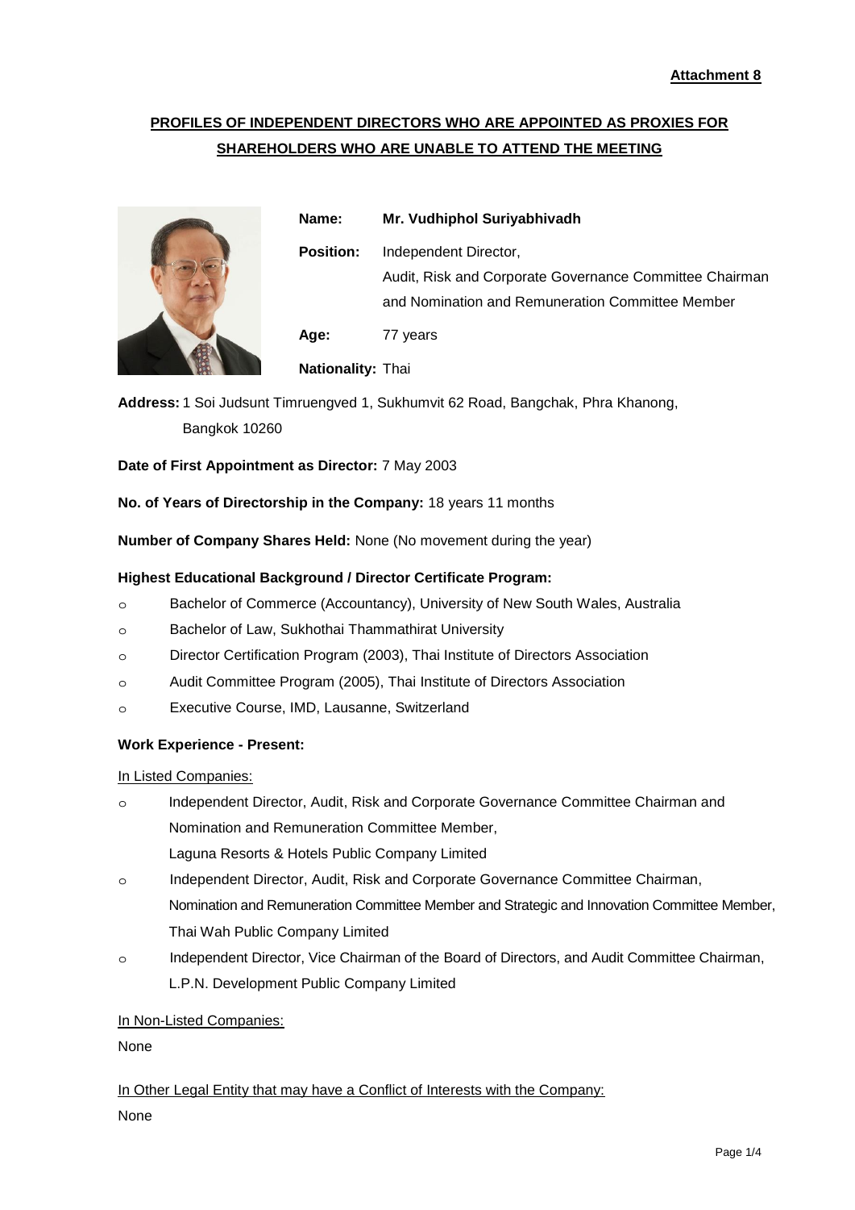**Attachment 8**

# PROFILES OF INDEPENDENT DIRECTORS WHO ARE APPOINTED AS PROXIES FOR SHAREHOLDERS WHO ARE UNABLE TO ATTEND THE MEETING

**Name:** **Mr. Vudhiphol Suriyabhivadh**

**Position:** Independent Director,
Audit, Risk and Corporate Governance Committee Chairman
and Nomination and Remuneration Committee Member

**Age:** 77 years

**Nationality:** Thai

**Address:** 1 Soi Judsunt Timruengved 1, Sukhumvit 62 Road, Bangchak, Phra Khanong, Bangkok 10260

**Date of First Appointment as Director:** 7 May 2003

**No. of Years of Directorship in the Company:** 18 years 11 months

**Number of Company Shares Held:** None (No movement during the year)

**Highest Educational Background / Director Certificate Program:**

- Bachelor of Commerce (Accountancy), University of New South Wales, Australia
- Bachelor of Law, Sukhothai Thammathirat University
- Director Certification Program (2003), Thai Institute of Directors Association
- Audit Committee Program (2005), Thai Institute of Directors Association
- Executive Course, IMD, Lausanne, Switzerland

**Work Experience - Present:**

In Listed Companies:

- Independent Director, Audit, Risk and Corporate Governance Committee Chairman and Nomination and Remuneration Committee Member,
  Laguna Resorts & Hotels Public Company Limited
- Independent Director, Audit, Risk and Corporate Governance Committee Chairman, Nomination and Remuneration Committee Member and Strategic and Innovation Committee Member,
  Thai Wah Public Company Limited
- Independent Director, Vice Chairman of the Board of Directors, and Audit Committee Chairman,
  L.P.N. Development Public Company Limited

In Non-Listed Companies:

None

In Other Legal Entity that may have a Conflict of Interests with the Company:

None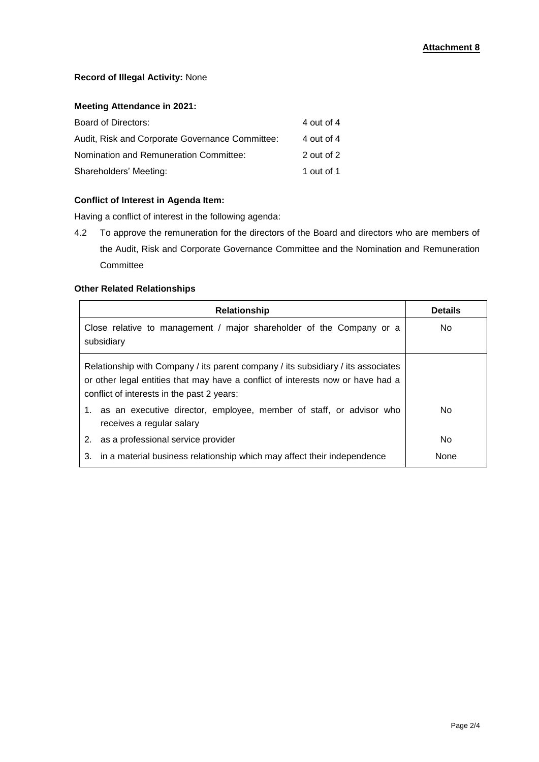**Attachment 8**

**Record of Illegal Activity:** None

**Meeting Attendance in 2021:**

| | |
|---|---|
| Board of Directors: | 4 out of 4 |
| Audit, Risk and Corporate Governance Committee: | 4 out of 4 |
| Nomination and Remuneration Committee: | 2 out of 2 |
| Shareholders' Meeting: | 1 out of 1 |

**Conflict of Interest in Agenda Item:**

Having a conflict of interest in the following agenda:

4.2 To approve the remuneration for the directors of the Board and directors who are members of the Audit, Risk and Corporate Governance Committee and the Nomination and Remuneration Committee

**Other Related Relationships**

| Relationship | Details |
|---|---|
| Close relative to management / major shareholder of the Company or a subsidiary | No |
| Relationship with Company / its parent company / its subsidiary / its associates or other legal entities that may have a conflict of interests now or have had a conflict of interests in the past 2 years: | |
| 1. as an executive director, employee, member of staff, or advisor who receives a regular salary | No |
| 2. as a professional service provider | No |
| 3. in a material business relationship which may affect their independence | None |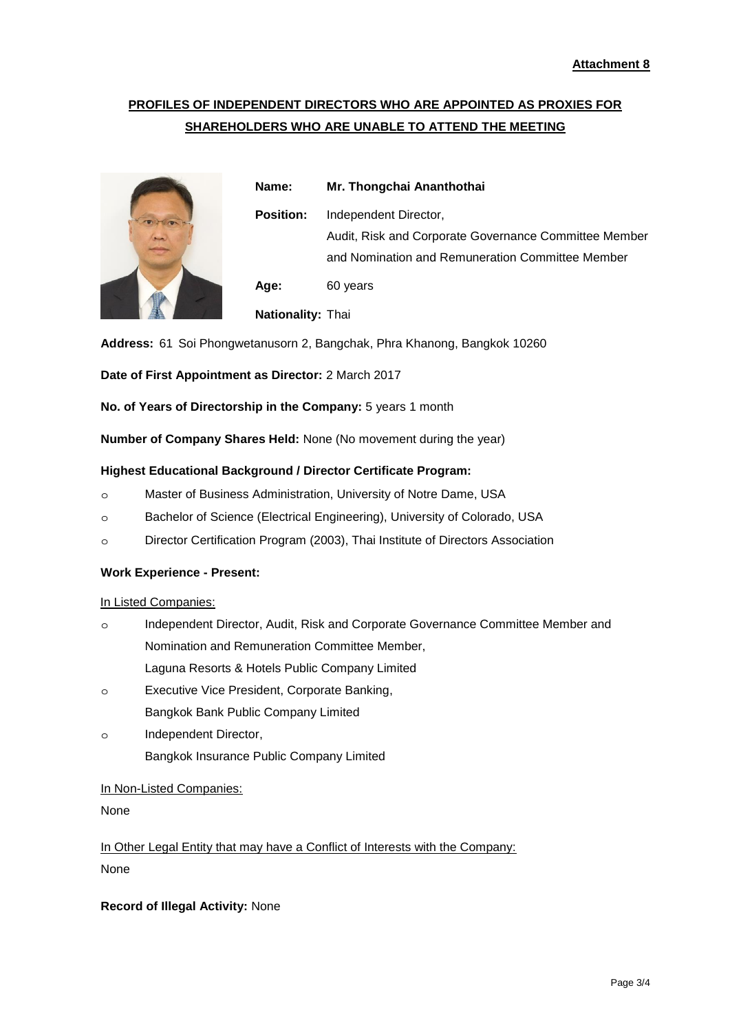**Attachment 8**

## PROFILES OF INDEPENDENT DIRECTORS WHO ARE APPOINTED AS PROXIES FOR SHAREHOLDERS WHO ARE UNABLE TO ATTEND THE MEETING

**Name:** **Mr. Thongchai Ananthothai**

**Position:** Independent Director,
Audit, Risk and Corporate Governance Committee Member
and Nomination and Remuneration Committee Member

**Age:** 60 years

**Nationality:** Thai

**Address:** 61 Soi Phongwetanusorn 2, Bangchak, Phra Khanong, Bangkok 10260

**Date of First Appointment as Director:** 2 March 2017

**No. of Years of Directorship in the Company:** 5 years 1 month

**Number of Company Shares Held:** None (No movement during the year)

**Highest Educational Background / Director Certificate Program:**

- Master of Business Administration, University of Notre Dame, USA
- Bachelor of Science (Electrical Engineering), University of Colorado, USA
- Director Certification Program (2003), Thai Institute of Directors Association

**Work Experience - Present:**

In Listed Companies:

- Independent Director, Audit, Risk and Corporate Governance Committee Member and Nomination and Remuneration Committee Member,
  Laguna Resorts & Hotels Public Company Limited
- Executive Vice President, Corporate Banking,
  Bangkok Bank Public Company Limited
- Independent Director,
  Bangkok Insurance Public Company Limited

In Non-Listed Companies:

None

In Other Legal Entity that may have a Conflict of Interests with the Company:

None

**Record of Illegal Activity:** None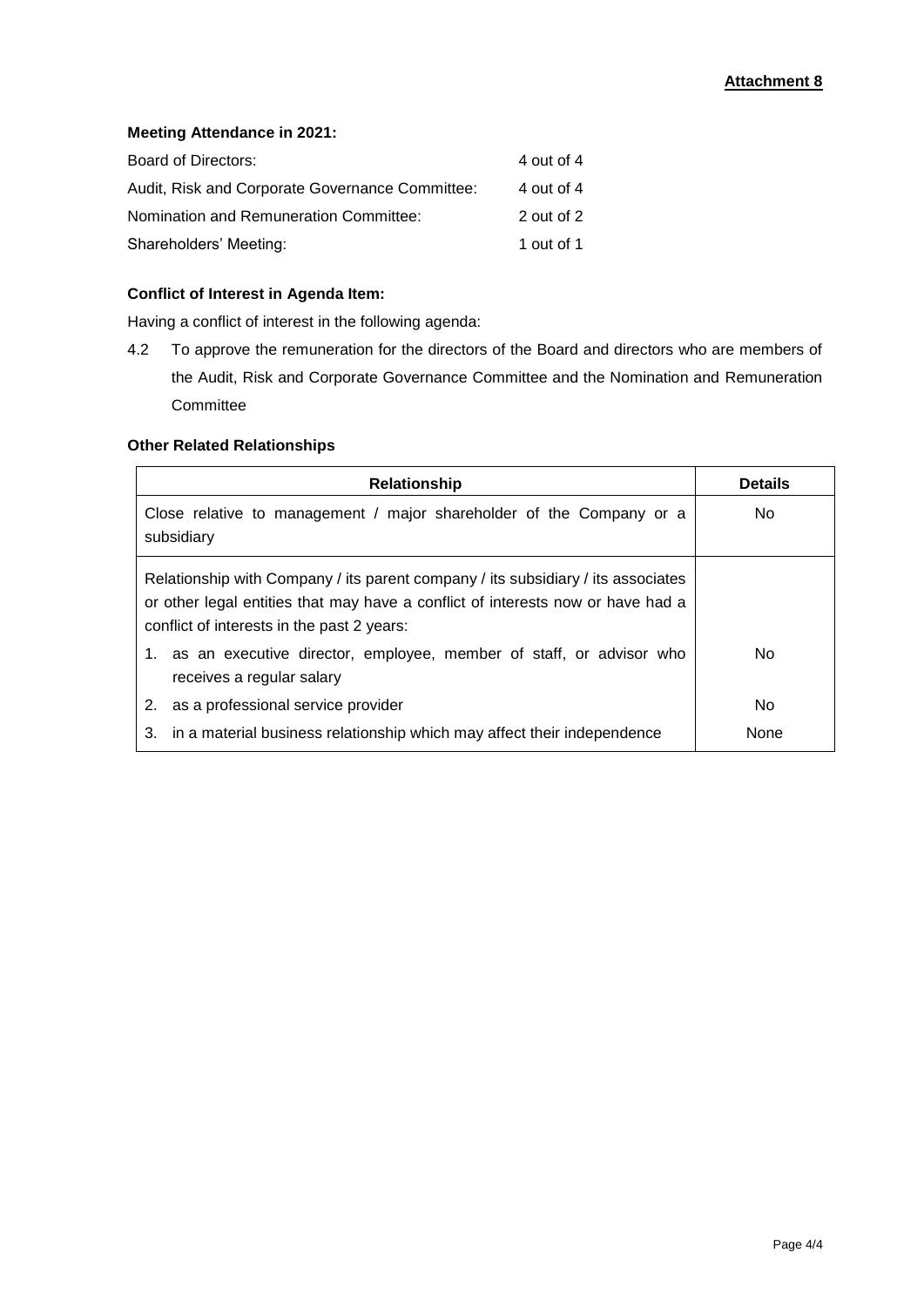**Attachment 8**

**Meeting Attendance in 2021:**

| | |
|---|---|
| Board of Directors: | 4 out of 4 |
| Audit, Risk and Corporate Governance Committee: | 4 out of 4 |
| Nomination and Remuneration Committee: | 2 out of 2 |
| Shareholders' Meeting: | 1 out of 1 |

**Conflict of Interest in Agenda Item:**

Having a conflict of interest in the following agenda:

4.2 To approve the remuneration for the directors of the Board and directors who are members of the Audit, Risk and Corporate Governance Committee and the Nomination and Remuneration Committee

**Other Related Relationships**

| Relationship | Details |
|---|---|
| Close relative to management / major shareholder of the Company or a subsidiary | No |
| Relationship with Company / its parent company / its subsidiary / its associates or other legal entities that may have a conflict of interests now or have had a conflict of interests in the past 2 years: | |
| 1. as an executive director, employee, member of staff, or advisor who receives a regular salary | No |
| 2. as a professional service provider | No |
| 3. in a material business relationship which may affect their independence | None |